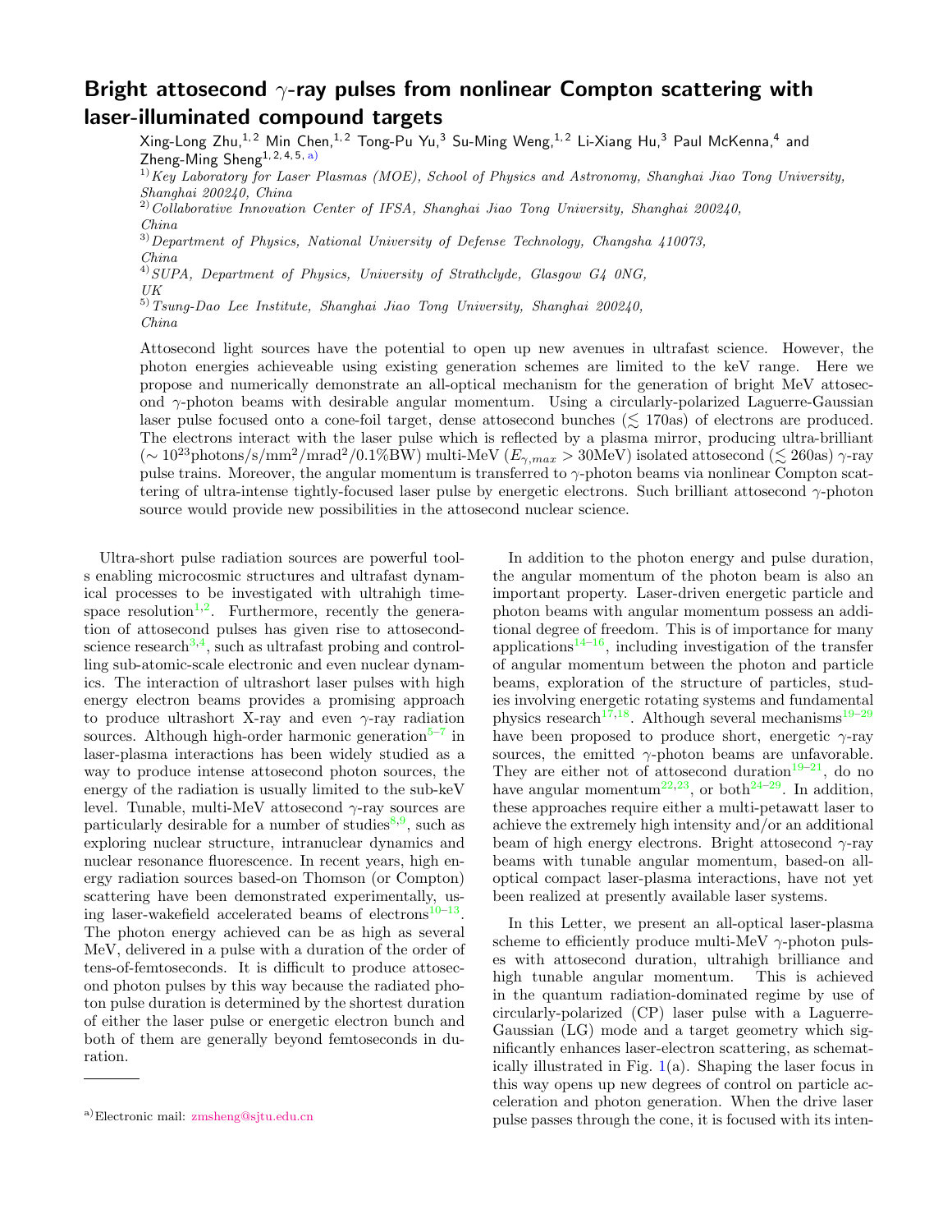# Bright attosecond $\gamma$-ray pulses from nonlinear Compton scattering with laser-illuminated compound targets

Xing-Long Zhu,[1,2] Min Chen,[1,2] Tong-Pu Yu,[3] Su-Ming Weng,[1,2] Li-Xiang Hu,[3] Paul McKenna,[4] and Zheng-Ming Sheng[1,2,4,5,a]

[1] *Key Laboratory for Laser Plasmas (MOE), School of Physics and Astronomy, Shanghai Jiao Tong University, Shanghai 200240, China*

[2] *Collaborative Innovation Center of IFSA, Shanghai Jiao Tong University, Shanghai 200240, China*

[3] *Department of Physics, National University of Defense Technology, Changsha 410073, China*

[4] *SUPA, Department of Physics, University of Strathclyde, Glasgow G4 0NG, UK*

[5] *Tsung-Dao Lee Institute, Shanghai Jiao Tong University, Shanghai 200240, China*

Attosecond light sources have the potential to open up new avenues in ultrafast science. However, the photon energies achieveable using existing generation schemes are limited to the keV range. Here we propose and numerically demonstrate an all-optical mechanism for the generation of bright MeV attosecond $\gamma$-photon beams with desirable angular momentum. Using a circularly-polarized Laguerre-Gaussian laser pulse focused onto a cone-foil target, dense attosecond bunches ($\lesssim$ 170as) of electrons are produced. The electrons interact with the laser pulse which is reflected by a plasma mirror, producing ultra-brilliant ($\sim 10^{23}$photons/s/mm$^2$/mrad$^2$/0.1%BW) multi-MeV ($E_{\gamma,max} > 30$MeV) isolated attosecond ($\lesssim$ 260as) $\gamma$-ray pulse trains. Moreover, the angular momentum is transferred to $\gamma$-photon beams via nonlinear Compton scattering of ultra-intense tightly-focused laser pulse by energetic electrons. Such brilliant attosecond $\gamma$-photon source would provide new possibilities in the attosecond nuclear science.

Ultra-short pulse radiation sources are powerful tools enabling microcosmic structures and ultrafast dynamical processes to be investigated with ultrahigh time-space resolution[1,2]. Furthermore, recently the generation of attosecond pulses has given rise to attosecond-science research[3,4], such as ultrafast probing and controlling sub-atomic-scale electronic and even nuclear dynamics. The interaction of ultrashort laser pulses with high energy electron beams provides a promising approach to produce ultrashort X-ray and even $\gamma$-ray radiation sources. Although high-order harmonic generation[5–7] in laser-plasma interactions has been widely studied as a way to produce intense attosecond photon sources, the energy of the radiation is usually limited to the sub-keV level. Tunable, multi-MeV attosecond $\gamma$-ray sources are particularly desirable for a number of studies[8,9], such as exploring nuclear structure, intranuclear dynamics and nuclear resonance fluorescence. In recent years, high energy radiation sources based-on Thomson (or Compton) scattering have been demonstrated experimentally, using laser-wakefield accelerated beams of electrons[10–13]. The photon energy achieved can be as high as several MeV, delivered in a pulse with a duration of the order of tens-of-femtoseconds. It is difficult to produce attosecond photon pulses by this way because the radiated photon pulse duration is determined by the shortest duration of either the laser pulse or energetic electron bunch and both of them are generally beyond femtoseconds in duration.

In addition to the photon energy and pulse duration, the angular momentum of the photon beam is also an important property. Laser-driven energetic particle and photon beams with angular momentum possess an additional degree of freedom. This is of importance for many applications[14–16], including investigation of the transfer of angular momentum between the photon and particle beams, exploration of the structure of particles, studies involving energetic rotating systems and fundamental physics research[17,18]. Although several mechanisms[19–29] have been proposed to produce short, energetic $\gamma$-ray sources, the emitted $\gamma$-photon beams are unfavorable. They are either not of attosecond duration[19–21], do no have angular momentum[22,23], or both[24–29]. In addition, these approaches require either a multi-petawatt laser to achieve the extremely high intensity and/or an additional beam of high energy electrons. Bright attosecond $\gamma$-ray beams with tunable angular momentum, based-on all-optical compact laser-plasma interactions, have not yet been realized at presently available laser systems.

In this Letter, we present an all-optical laser-plasma scheme to efficiently produce multi-MeV $\gamma$-photon pulses with attosecond duration, ultrahigh brilliance and high tunable angular momentum. This is achieved in the quantum radiation-dominated regime by use of circularly-polarized (CP) laser pulse with a Laguerre-Gaussian (LG) mode and a target geometry which significantly enhances laser-electron scattering, as schematically illustrated in Fig. 1(a). Shaping the laser focus in this way opens up new degrees of control on particle acceleration and photon generation. When the drive laser pulse passes through the cone, it is focused with its inten-

[a] Electronic mail: zmsheng@sjtu.edu.cn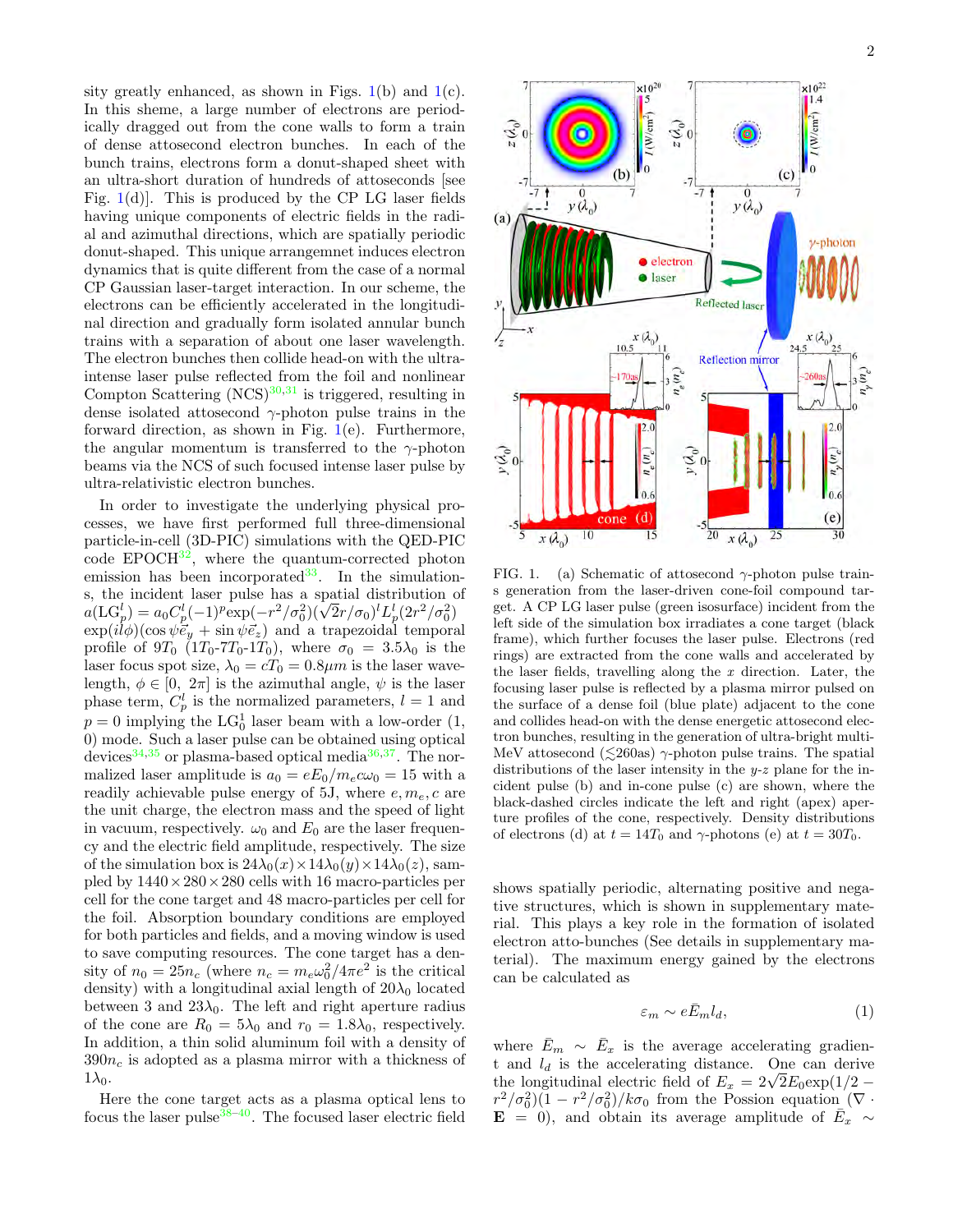sity greatly enhanced, as shown in Figs. 1(b) and 1(c). In this sheme, a large number of electrons are periodically dragged out from the cone walls to form a train of dense attosecond electron bunches. In each of the bunch trains, electrons form a donut-shaped sheet with an ultra-short duration of hundreds of attoseconds [see Fig. 1(d)]. This is produced by the CP LG laser fields having unique components of electric fields in the radial and azimuthal directions, which are spatially periodic donut-shaped. This unique arrangemnet induces electron dynamics that is quite different from the case of a normal CP Gaussian laser-target interaction. In our scheme, the electrons can be efficiently accelerated in the longitudinal direction and gradually form isolated annular bunch trains with a separation of about one laser wavelength. The electron bunches then collide head-on with the ultra-intense laser pulse reflected from the foil and nonlinear Compton Scattering (NCS)[30,31] is triggered, resulting in dense isolated attosecond $\gamma$-photon pulse trains in the forward direction, as shown in Fig. 1(e). Furthermore, the angular momentum is transferred to the $\gamma$-photon beams via the NCS of such focused intense laser pulse by ultra-relativistic electron bunches.

In order to investigate the underlying physical processes, we have first performed full three-dimensional particle-in-cell (3D-PIC) simulations with the QED-PIC code EPOCH[32], where the quantum-corrected photon emission has incorporated[33]. In the simulations, the incident laser pulse has a spatial distribution of $a(\mathrm{LG}_p^l) = a_0 C_p^l (-1)^p \exp(-r^2/\sigma_0^2)(\sqrt{2}r/\sigma_0)^l L_p^l(2r^2/\sigma_0^2)$ $\exp(il\phi)(\cos\psi\vec{e}_y + \sin\psi\vec{e}_z)$ and a trapezoidal temporal profile of $9T_0$ ($1T_0$-$7T_0$-$1T_0$), where $\sigma_0 = 3.5\lambda_0$ is the laser focus spot size, $\lambda_0 = cT_0 = 0.8\mu m$ is the laser wavelength, $\phi \in [0,\ 2\pi]$ is the azimuthal angle, $\psi$ is the laser phase term, $C_p^l$ is the normalized parameters, $l = 1$ and $p = 0$ implying the $\mathrm{LG}_0^1$ laser beam with a low-order (1, 0) mode. Such a laser pulse can be obtained using optical devices[34,35] or plasma-based optical media[36,37]. The normalized laser amplitude is $a_0 = eE_0/m_e c\omega_0 = 15$ with a readily achievable pulse energy of 5J, where $e, m_e, c$ are the unit charge, the electron mass and the speed of light in vacuum, respectively. $\omega_0$ and $E_0$ are the laser frequency and the electric field amplitude, respectively. The size of the simulation box is $24\lambda_0(x) \times 14\lambda_0(y) \times 14\lambda_0(z)$, sampled by $1440 \times 280 \times 280$ cells with 16 macro-particles per cell for the cone target and 48 macro-particles per cell for the foil. Absorption boundary conditions are employed for both particles and fields, and a moving window is used to save computing resources. The cone target has a density of $n_0 = 25n_c$ (where $n_c = m_e\omega_0^2/4\pi e^2$ is the critical density) with a longitudinal axial length of $20\lambda_0$ located between 3 and $23\lambda_0$. The left and right aperture radius of the cone are $R_0 = 5\lambda_0$ and $r_0 = 1.8\lambda_0$, respectively. In addition, a thin solid aluminum foil with a density of $390n_c$ is adopted as a plasma mirror with a thickness of $1\lambda_0$.

Here the cone target acts as a plasma optical lens to focus the laser pulse[38–40]. The focused laser electric field shows spatially periodic, alternating positive and negative structures, which is shown in supplementary material. This plays a key role in the formation of isolated electron atto-bunches (See details in supplementary material). The maximum energy gained by the electrons can be calculated as

$$\varepsilon_m \sim e\bar{E}_m l_d, \tag{1}$$

where $\bar{E}_m \sim \bar{E}_x$ is the average accelerating gradient and $l_d$ is the accelerating distance. One can derive the longitudinal electric field of $E_x = 2\sqrt{2}E_0\exp(1/2 - r^2/\sigma_0^2)(1 - r^2/\sigma_0^2)/k\sigma_0$ from the Possion equation ($\nabla \cdot \mathbf{E} = 0$), and obtain its average amplitude of $\bar{E}_x \sim$

FIG. 1. (a) Schematic of attosecond $\gamma$-photon pulse trains generation from the laser-driven cone-foil compound target. A CP LG laser pulse (green isosurface) incident from the left side of the simulation box irradiates a cone target (black frame), which further focuses the laser pulse. Electrons (red rings) are extracted from the cone walls and accelerated by the laser fields, travelling along the $x$ direction. Later, the focusing laser pulse is reflected by a plasma mirror pulsed on the surface of a dense foil (blue plate) adjacent to the cone and collides head-on with the dense energetic attosecond electron bunches, resulting in the generation of ultra-bright multi-MeV attosecond ($\lesssim$260as) $\gamma$-photon pulse trains. The spatial distributions of the laser intensity in the $y$-$z$ plane for the incident pulse (b) and in-cone pulse (c) are shown, where the black-dashed circles indicate the left and right (apex) aperture profiles of the cone, respectively. Density distributions of electrons (d) at $t = 14T_0$ and $\gamma$-photons (e) at $t = 30T_0$.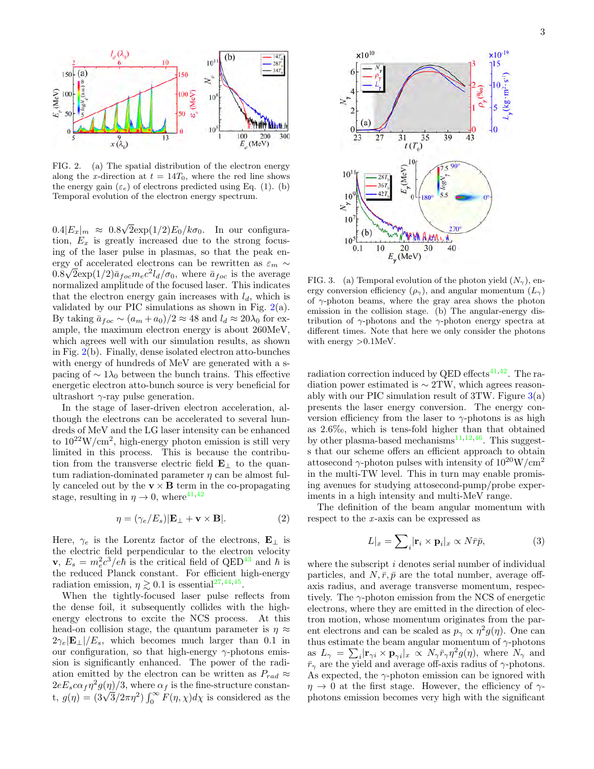FIG. 2. (a) The spatial distribution of the electron energy along the $x$-direction at $t = 14T_0$, where the red line shows the energy gain ($\varepsilon_e$) of electrons predicted using Eq. (1). (b) Temporal evolution of the electron energy spectrum.

$0.4|E_x|_m \approx 0.8\sqrt{2}\exp(1/2)E_0/k\sigma_0$. In our configuration, $E_x$ is greatly increased due to the strong focusing of the laser pulse in plasmas, so that the peak energy of accelerated electrons can be rewritten as $\varepsilon_m \sim 0.8\sqrt{2}\exp(1/2)\bar{a}_{foc}m_ec^2l_d/\sigma_0$, where $\bar{a}_{foc}$ is the average normalized amplitude of the focused laser. This indicates that the electron energy gain increases with $l_d$, which is validated by our PIC simulations as shown in Fig. 2(a). By taking $\bar{a}_{foc} \sim (a_m + a_0)/2 \approx 48$ and $l_d \approx 20\lambda_0$ for example, the maximum electron energy is about 260MeV, which agrees well with our simulation results, as shown in Fig. 2(b). Finally, dense isolated electron atto-bunches with energy of hundreds of MeV are generated with a spacing of $\sim 1\lambda_0$ between the bunch trains. This effective energetic electron atto-bunch source is very beneficial for ultrashort $\gamma$-ray pulse generation.

In the stage of laser-driven electron acceleration, although the electrons can be accelerated to several hundreds of MeV and the LG laser intensity can be enhanced to $10^{22}$W/cm$^2$, high-energy photon emission is still very limited in this process. This is because the contribution from the transverse electric field $\mathbf{E}_\perp$ to the quantum radiation-dominated parameter $\eta$ can be almost fully canceled out by the $\mathbf{v}\times\mathbf{B}$ term in the co-propagating stage, resulting in $\eta \to 0$, where[41,42]

$$\eta = (\gamma_e/E_s)|\mathbf{E}_\perp + \mathbf{v}\times\mathbf{B}|. \qquad (2)$$

Here, $\gamma_e$ is the Lorentz factor of the electrons, $\mathbf{E}_\perp$ is the electric field perpendicular to the electron velocity $\mathbf{v}$, $E_s = m_e^2c^3/e\hbar$ is the critical field of QED[43] and $\hbar$ is the reduced Planck constant. For efficient high-energy radiation emission, $\eta \gtrsim 0.1$ is essential[27,44,45].

When the tightly-focused laser pulse reflects from the dense foil, it subsequently collides with the high-energy electrons to excite the NCS process. At this head-on collision stage, the quantum parameter is $\eta \approx 2\gamma_e|\mathbf{E}_\perp|/E_s$, which becomes much larger than 0.1 in our configuration, so that high-energy $\gamma$-photons emission is significantly enhanced. The power of the radiation emitted by the electron can be written as $P_{rad} \approx 2eE_sc\alpha_f\eta^2 g(\eta)/3$, where $\alpha_f$ is the fine-structure constant, $g(\eta) = (3\sqrt{3}/2\pi\eta^2)\int_0^\infty F(\eta,\chi)d\chi$ is considered as the radiation correction induced by QED effects[41,42]. The radiation power estimated is $\sim$ 2TW, which agrees reasonably with our PIC simulation result of 3TW. Figure 3(a) presents the laser energy conversion. The energy conversion efficiency from the laser to $\gamma$-photons is as high as 2.6‰, which is tens-fold higher than that obtained by other plasma-based mechanisms[11,12,46]. This suggests that our scheme offers an efficient approach to obtain attosecond $\gamma$-photon pulses with intensity of $10^{20}$W/cm$^2$ in the multi-TW level. This in turn may enable promising avenues for studying attosecond-pump/probe experiments in a high intensity and multi-MeV range.

FIG. 3. (a) Temporal evolution of the photon yield ($N_\gamma$), energy conversion efficiency ($\rho_\gamma$), and angular momentum ($L_\gamma$) of $\gamma$-photon beams, where the gray area shows the photon emission in the collision stage. (b) The angular-energy distribution of $\gamma$-photon pulses and the $\gamma$-photon energy spectra at different times. Note that here we only consider the photons with energy >0.1MeV.

The definition of the beam angular momentum with respect to the $x$-axis can be expressed as

$$L|_x = \sum_i |\mathbf{r}_i \times \mathbf{p}_i|_x \propto N\bar{r}\bar{p}, \qquad (3)$$

where the subscript $i$ denotes serial number of individual particles, and $N, \bar{r}, \bar{p}$ are the total number, average off-axis radius, and average transverse momentum, respectively. The $\gamma$-photon emission from the NCS of energetic electrons, where they are emitted in the direction of electron motion, whose momentum originates from the parent electrons and can be scaled as $p_\gamma \propto \eta^2 g(\eta)$. One can thus estimate the beam angular momentum of $\gamma$-photons as $L_\gamma = \sum_i |\mathbf{r}_{\gamma i}\times\mathbf{p}_{\gamma i}|_x \propto N_\gamma\bar{r}_\gamma\eta^2 g(\eta)$, where $N_\gamma$ and $\bar{r}_\gamma$ are the yield and average off-axis radius of $\gamma$-photons. As expected, the $\gamma$-photon emission can be ignored with $\eta \to 0$ at the first stage. However, the efficiency of $\gamma$-photons emission becomes very high with the significant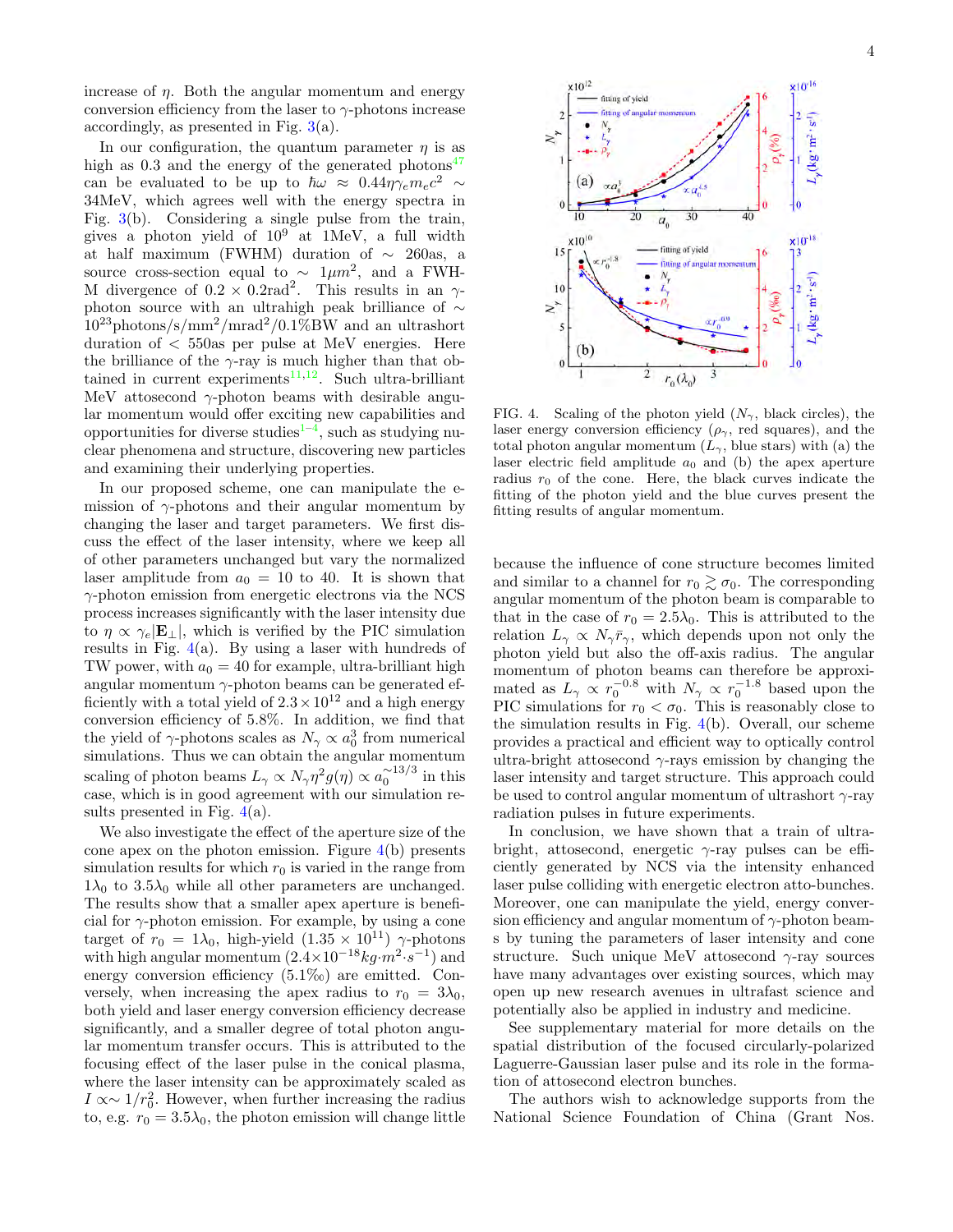increase of $\eta$. Both the angular momentum and energy conversion efficiency from the laser to $\gamma$-photons increase accordingly, as presented in Fig. 3(a).

In our configuration, the quantum parameter $\eta$ is as high as 0.3 and the energy of the generated photons[47] can be evaluated to be up to $\hbar\omega \approx 0.44\eta\gamma_e m_e c^2 \sim$ 34MeV, which agrees well with the energy spectra in Fig. 3(b). Considering a single pulse from the train, gives a photon yield of $10^9$ at 1MeV, a full width at half maximum (FWHM) duration of $\sim$ 260as, a source cross-section equal to $\sim 1\mu m^2$, and a FWHM divergence of $0.2 \times 0.2\text{rad}^2$. This results in an $\gamma$-photon source with an ultrahigh peak brilliance of $\sim 10^{23}$photons/s/mm$^2$/mrad$^2$/0.1%BW and an ultrashort duration of $<$ 550as per pulse at MeV energies. Here the brilliance of the $\gamma$-ray is much higher than that obtained in current experiments[11,12]. Such ultra-brilliant MeV attosecond $\gamma$-photon beams with desirable angular momentum would offer exciting new capabilities and opportunities for diverse studies[1–4], such as studying nuclear phenomena and structure, discovering new particles and examining their underlying properties.

In our proposed scheme, one can manipulate the emission of $\gamma$-photons and their angular momentum by changing the laser and target parameters. We first discuss the effect of the laser intensity, where we keep all of other parameters unchanged but vary the normalized laser amplitude from $a_0$ = 10 to 40. It is shown that $\gamma$-photon emission from energetic electrons via the NCS process increases significantly with the laser intensity due to $\eta \propto \gamma_e|\mathbf{E}_\perp|$, which is verified by the PIC simulation results in Fig. 4(a). By using a laser with hundreds of TW power, with $a_0 = 40$ for example, ultra-brilliant high angular momentum $\gamma$-photon beams can be generated efficiently with a total yield of $2.3\times10^{12}$ and a high energy conversion efficiency of 5.8%. In addition, we find that the yield of $\gamma$-photons scales as $N_\gamma \propto a_0^3$ from numerical simulations. Thus we can obtain the angular momentum scaling of photon beams $L_\gamma \propto N_\gamma \eta^2 g(\eta) \propto a_0^{\sim 13/3}$ in this case, which is in good agreement with our simulation results presented in Fig. 4(a).

We also investigate the effect of the aperture size of the cone apex on the photon emission. Figure 4(b) presents simulation results for which $r_0$ is varied in the range from $1\lambda_0$ to $3.5\lambda_0$ while all other parameters are unchanged. The results show that a smaller apex aperture is beneficial for $\gamma$-photon emission. For example, by using a cone target of $r_0 = 1\lambda_0$, high-yield ($1.35\times10^{11}$) $\gamma$-photons with high angular momentum ($2.4\times10^{-18}kg\cdot m^2\cdot s^{-1}$) and energy conversion efficiency (5.1‰) are emitted. Conversely, when increasing the apex radius to $r_0 = 3\lambda_0$, both yield and laser energy conversion efficiency decrease significantly, and a smaller degree of total photon angular momentum transfer occurs. This is attributed to the focusing effect of the laser pulse in the conical plasma, where the laser intensity can be approximately scaled as $I \propto\sim 1/r_0^2$. However, when further increasing the radius to, e.g. $r_0 = 3.5\lambda_0$, the photon emission will change little because the influence of cone structure becomes limited and similar to a channel for $r_0 \gtrsim \sigma_0$. The corresponding angular momentum of the photon beam is comparable to that in the case of $r_0 = 2.5\lambda_0$. This is attributed to the relation $L_\gamma \propto N_\gamma \bar{r}_\gamma$, which depends upon not only the photon yield but also the off-axis radius. The angular momentum of photon beams can therefore be approximated as $L_\gamma \propto r_0^{-0.8}$ with $N_\gamma \propto r_0^{-1.8}$ based upon the PIC simulations for $r_0 < \sigma_0$. This is reasonably close to the simulation results in Fig. 4(b). Overall, our scheme provides a practical and efficient way to optically control ultra-bright attosecond $\gamma$-rays emission by changing the laser intensity and target structure. This approach could be used to control angular momentum of ultrashort $\gamma$-ray radiation pulses in future experiments.

FIG. 4. Scaling of the photon yield ($N_\gamma$, black circles), the laser energy conversion efficiency ($\rho_\gamma$, red squares), and the total photon angular momentum ($L_\gamma$, blue stars) with (a) the laser electric field amplitude $a_0$ and (b) the apex aperture radius $r_0$ of the cone. Here, the black curves indicate the fitting of the photon yield and the blue curves present the fitting results of angular momentum.

In conclusion, we have shown that a train of ultra-bright, attosecond, energetic $\gamma$-ray pulses can be efficiently generated by NCS via the intensity enhanced laser pulse colliding with energetic electron atto-bunches. Moreover, one can manipulate the yield, energy conversion efficiency and angular momentum of $\gamma$-photon beams by tuning the parameters of laser intensity and cone structure. Such unique MeV attosecond $\gamma$-ray sources have many advantages over existing sources, which may open up new research avenues in ultrafast science and potentially also be applied in industry and medicine.

See supplementary material for more details on the spatial distribution of the focused circularly-polarized Laguerre-Gaussian laser pulse and its role in the formation of attosecond electron bunches.

The authors wish to acknowledge supports from the National Science Foundation of China (Grant Nos.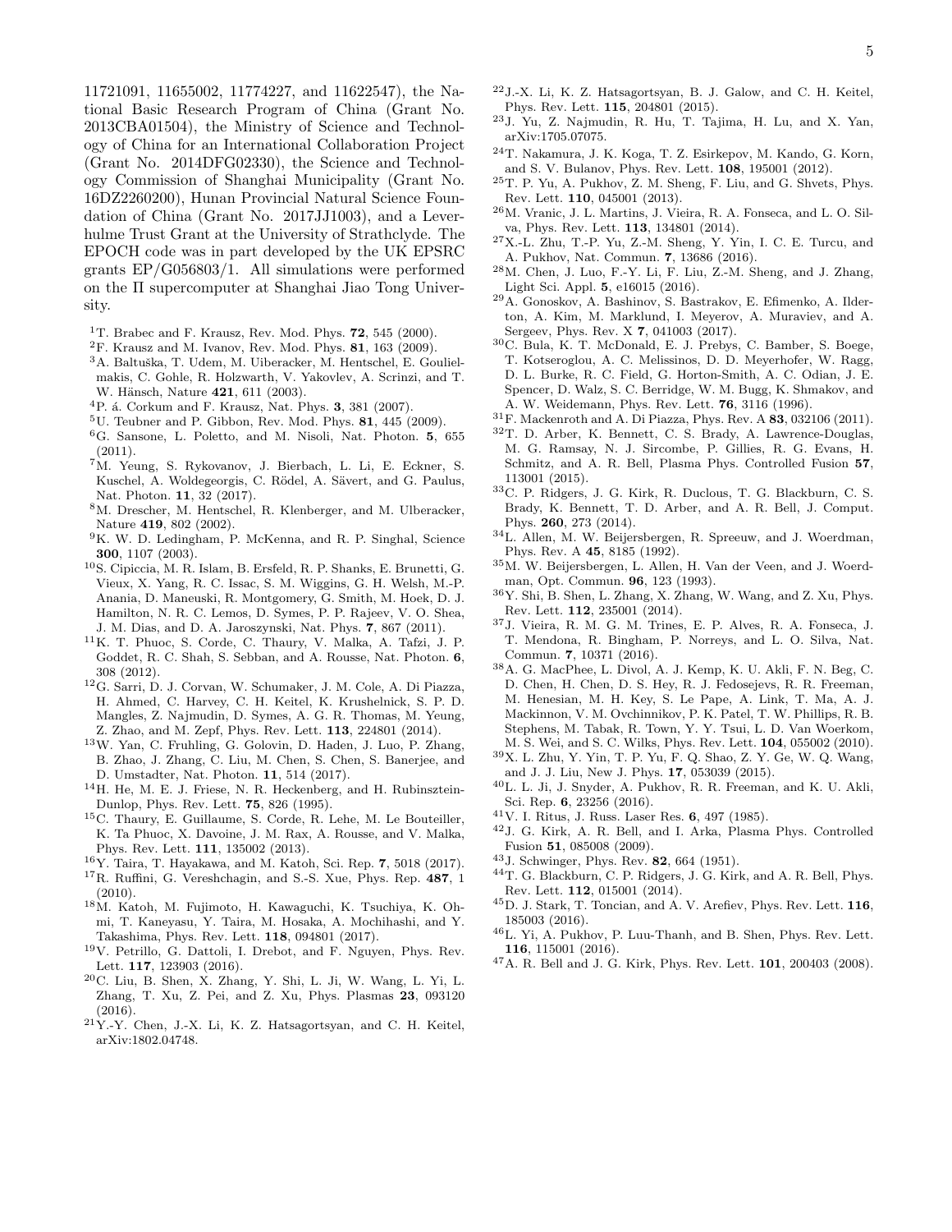11721091, 11655002, 11774227, and 11622547), the National Basic Research Program of China (Grant No. 2013CBA01504), the Ministry of Science and Technology of China for an International Collaboration Project (Grant No. 2014DFG02330), the Science and Technology Commission of Shanghai Municipality (Grant No. 16DZ2260200), Hunan Provincial Natural Science Foundation of China (Grant No. 2017JJ1003), and a Leverhulme Trust Grant at the University of Strathclyde. The EPOCH code was in part developed by the UK EPSRC grants EP/G056803/1. All simulations were performed on the Π supercomputer at Shanghai Jiao Tong University.

[1] T. Brabec and F. Krausz, Rev. Mod. Phys. **72**, 545 (2000).

[2] F. Krausz and M. Ivanov, Rev. Mod. Phys. **81**, 163 (2009).

[3] A. Baltuška, T. Udem, M. Uiberacker, M. Hentschel, E. Goulielmakis, C. Gohle, R. Holzwarth, V. Yakovlev, A. Scrinzi, and T. W. Hänsch, Nature **421**, 611 (2003).

[4] P. á. Corkum and F. Krausz, Nat. Phys. **3**, 381 (2007).

[5] U. Teubner and P. Gibbon, Rev. Mod. Phys. **81**, 445 (2009).

[6] G. Sansone, L. Poletto, and M. Nisoli, Nat. Photon. **5**, 655 (2011).

[7] M. Yeung, S. Rykovanov, J. Bierbach, L. Li, E. Eckner, S. Kuschel, A. Woldegeorgis, C. Rödel, A. Sävert, and G. Paulus, Nat. Photon. **11**, 32 (2017).

[8] M. Drescher, M. Hentschel, R. Klenberger, and M. Ulberacker, Nature **419**, 802 (2002).

[9] K. W. D. Ledingham, P. McKenna, and R. P. Singhal, Science **300**, 1107 (2003).

[10] S. Cipiccia, M. R. Islam, B. Ersfeld, R. P. Shanks, E. Brunetti, G. Vieux, X. Yang, R. C. Issac, S. M. Wiggins, G. H. Welsh, M.-P. Anania, D. Maneuski, R. Montgomery, G. Smith, M. Hoek, D. J. Hamilton, N. R. C. Lemos, D. Symes, P. P. Rajeev, V. O. Shea, J. M. Dias, and D. A. Jaroszynski, Nat. Phys. **7**, 867 (2011).

[11] K. T. Phuoc, S. Corde, C. Thaury, V. Malka, A. Tafzi, J. P. Goddet, R. C. Shah, S. Sebban, and A. Rousse, Nat. Photon. **6**, 308 (2012).

[12] G. Sarri, D. J. Corvan, W. Schumaker, J. M. Cole, A. Di Piazza, H. Ahmed, C. Harvey, C. H. Keitel, K. Krushelnick, S. P. D. Mangles, Z. Najmudin, D. Symes, A. G. R. Thomas, M. Yeung, Z. Zhao, and M. Zepf, Phys. Rev. Lett. **113**, 224801 (2014).

[13] W. Yan, C. Fruhling, G. Golovin, D. Haden, J. Luo, P. Zhang, B. Zhao, J. Zhang, C. Liu, M. Chen, S. Chen, S. Banerjee, and D. Umstadter, Nat. Photon. **11**, 514 (2017).

[14] H. He, M. E. J. Friese, N. R. Heckenberg, and H. Rubinsztein-Dunlop, Phys. Rev. Lett. **75**, 826 (1995).

[15] C. Thaury, E. Guillaume, S. Corde, R. Lehe, M. Le Bouteiller, K. Ta Phuoc, X. Davoine, J. M. Rax, A. Rousse, and V. Malka, Phys. Rev. Lett. **111**, 135002 (2013).

[16] Y. Taira, T. Hayakawa, and M. Katoh, Sci. Rep. **7**, 5018 (2017).

[17] R. Ruffini, G. Vereshchagin, and S.-S. Xue, Phys. Rep. **487**, 1 (2010).

[18] M. Katoh, M. Fujimoto, H. Kawaguchi, K. Tsuchiya, K. Ohmi, T. Kaneyasu, Y. Taira, M. Hosaka, A. Mochihashi, and Y. Takashima, Phys. Rev. Lett. **118**, 094801 (2017).

[19] V. Petrillo, G. Dattoli, I. Drebot, and F. Nguyen, Phys. Rev. Lett. **117**, 123903 (2016).

[20] C. Liu, B. Shen, X. Zhang, Y. Shi, L. Ji, W. Wang, L. Yi, L. Zhang, T. Xu, Z. Pei, and Z. Xu, Phys. Plasmas **23**, 093120 (2016).

[21] Y.-Y. Chen, J.-X. Li, K. Z. Hatsagortsyan, and C. H. Keitel, arXiv:1802.04748.

[22] J.-X. Li, K. Z. Hatsagortsyan, B. J. Galow, and C. H. Keitel, Phys. Rev. Lett. **115**, 204801 (2015).

[23] J. Yu, Z. Najmudin, R. Hu, T. Tajima, H. Lu, and X. Yan, arXiv:1705.07075.

[24] T. Nakamura, J. K. Koga, T. Z. Esirkepov, M. Kando, G. Korn, and S. V. Bulanov, Phys. Rev. Lett. **108**, 195001 (2012).

[25] T. P. Yu, A. Pukhov, Z. M. Sheng, F. Liu, and G. Shvets, Phys. Rev. Lett. **110**, 045001 (2013).

[26] M. Vranic, J. L. Martins, J. Vieira, R. A. Fonseca, and L. O. Silva, Phys. Rev. Lett. **113**, 134801 (2014).

[27] X.-L. Zhu, T.-P. Yu, Z.-M. Sheng, Y. Yin, I. C. E. Turcu, and A. Pukhov, Nat. Commun. **7**, 13686 (2016).

[28] M. Chen, J. Luo, F.-Y. Li, F. Liu, Z.-M. Sheng, and J. Zhang, Light Sci. Appl. **5**, e16015 (2016).

[29] A. Gonoskov, A. Bashinov, S. Bastrakov, E. Efimenko, A. Ilderton, A. Kim, M. Marklund, I. Meyerov, A. Muraviev, and A. Sergeev, Phys. Rev. X **7**, 041003 (2017).

[30] C. Bula, K. T. McDonald, E. J. Prebys, C. Bamber, S. Boege, T. Kotseroglou, A. C. Melissinos, D. D. Meyerhofer, W. Ragg, D. L. Burke, R. C. Field, G. Horton-Smith, A. C. Odian, J. E. Spencer, D. Walz, S. C. Berridge, W. M. Bugg, K. Shmakov, and A. W. Weidemann, Phys. Rev. Lett. **76**, 3116 (1996).

[31] F. Mackenroth and A. Di Piazza, Phys. Rev. A **83**, 032106 (2011).

[32] T. D. Arber, K. Bennett, C. S. Brady, A. Lawrence-Douglas, M. G. Ramsay, N. J. Sircombe, P. Gillies, R. G. Evans, H. Schmitz, and A. R. Bell, Plasma Phys. Controlled Fusion **57**, 113001 (2015).

[33] C. P. Ridgers, J. G. Kirk, R. Duclous, T. G. Blackburn, C. S. Brady, K. Bennett, T. D. Arber, and A. R. Bell, J. Comput. Phys. **260**, 273 (2014).

[34] L. Allen, M. W. Beijersbergen, R. Spreeuw, and J. Woerdman, Phys. Rev. A **45**, 8185 (1992).

[35] M. W. Beijersbergen, L. Allen, H. Van der Veen, and J. Woerdman, Opt. Commun. **96**, 123 (1993).

[36] Y. Shi, B. Shen, L. Zhang, X. Zhang, W. Wang, and Z. Xu, Phys. Rev. Lett. **112**, 235001 (2014).

[37] J. Vieira, R. M. G. M. Trines, E. P. Alves, R. A. Fonseca, J. T. Mendona, R. Bingham, P. Norreys, and L. O. Silva, Nat. Commun. **7**, 10371 (2016).

[38] A. G. MacPhee, L. Divol, A. J. Kemp, K. U. Akli, F. N. Beg, C. D. Chen, H. Chen, D. S. Hey, R. J. Fedosejevs, R. R. Freeman, M. Henesian, M. H. Key, S. Le Pape, A. Link, T. Ma, A. J. Mackinnon, V. M. Ovchinnikov, P. K. Patel, T. W. Phillips, R. B. Stephens, M. Tabak, R. Town, Y. Y. Tsui, L. D. Van Woerkom, M. S. Wei, and S. C. Wilks, Phys. Rev. Lett. **104**, 055002 (2010).

[39] X. L. Zhu, Y. Yin, T. P. Yu, F. Q. Shao, Z. Y. Ge, W. Q. Wang, and J. J. Liu, New J. Phys. **17**, 053039 (2015).

[40] L. L. Ji, J. Snyder, A. Pukhov, R. R. Freeman, and K. U. Akli, Sci. Rep. **6**, 23256 (2016).

[41] V. I. Ritus, J. Russ. Laser Res. **6**, 497 (1985).

[42] J. G. Kirk, A. R. Bell, and I. Arka, Plasma Phys. Controlled Fusion **51**, 085008 (2009).

[43] J. Schwinger, Phys. Rev. **82**, 664 (1951).

[44] T. G. Blackburn, C. P. Ridgers, J. G. Kirk, and A. R. Bell, Phys. Rev. Lett. **112**, 015001 (2014).

[45] D. J. Stark, T. Toncian, and A. V. Arefiev, Phys. Rev. Lett. **116**, 185003 (2016).

[46] L. Yi, A. Pukhov, P. Luu-Thanh, and B. Shen, Phys. Rev. Lett. **116**, 115001 (2016).

[47] A. R. Bell and J. G. Kirk, Phys. Rev. Lett. **101**, 200403 (2008).